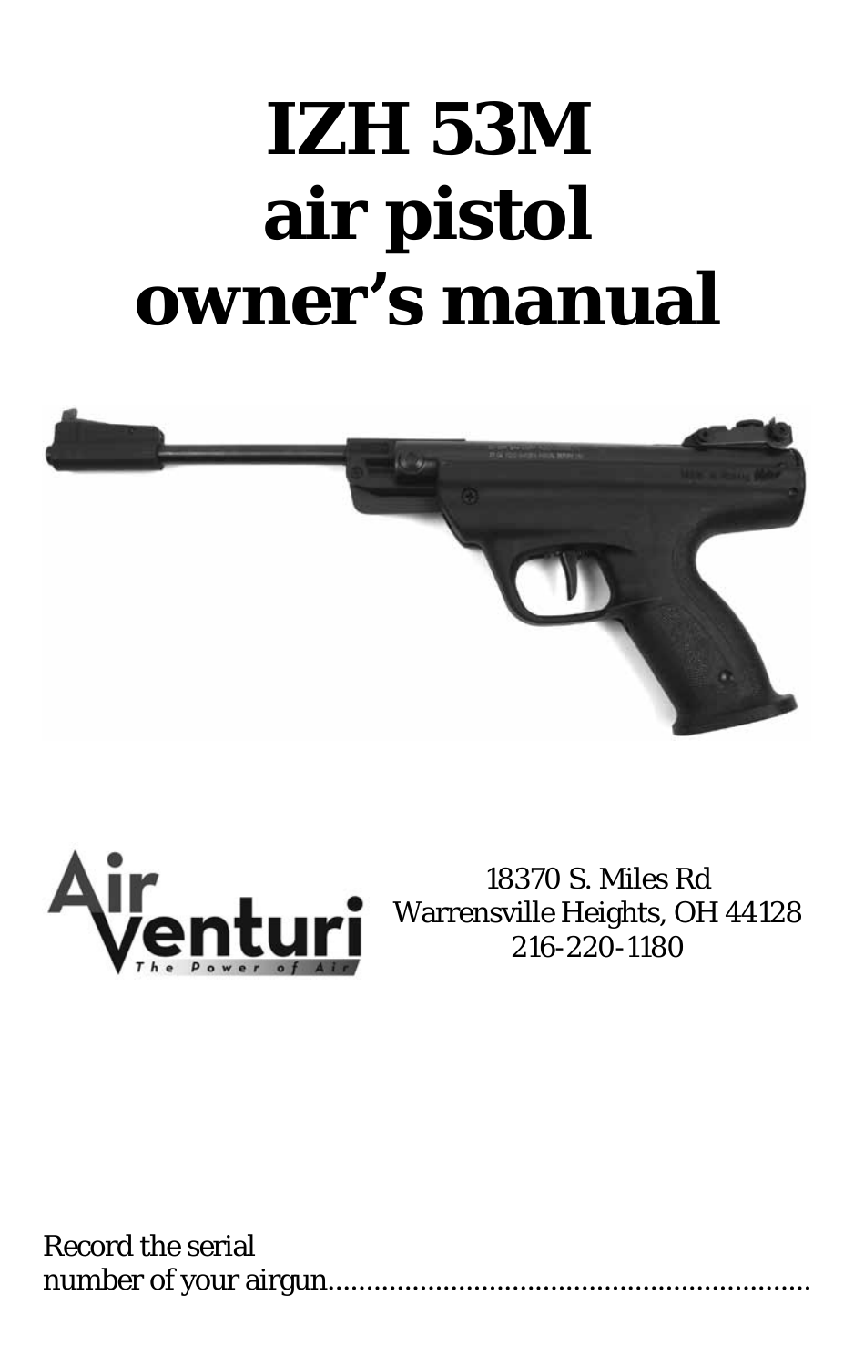# IZH 53M air pistol owner's manual

Air Venturi
The Power of Air

18370 S. Miles Rd
Warrensville Heights, OH 44128
216-220-1180

Record the serial number of your airgun..................................................................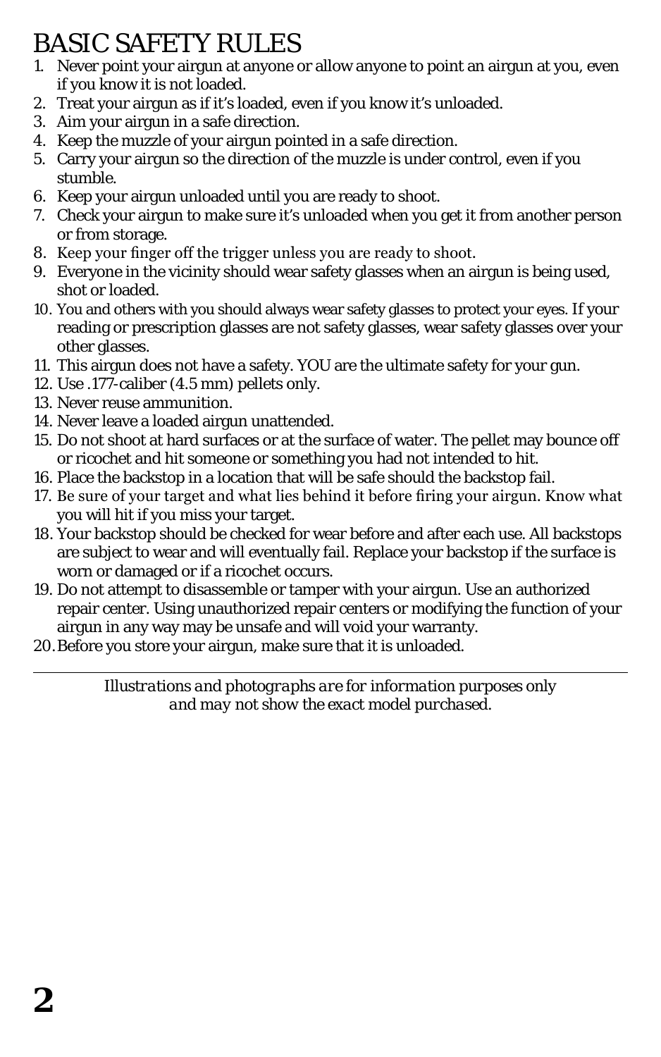# BASIC SAFETY RULES

1. Never point your airgun at anyone or allow anyone to point an airgun at you, even if you know it is not loaded.
2. Treat your airgun as if it's loaded, even if you know it's unloaded.
3. Aim your airgun in a safe direction.
4. Keep the muzzle of your airgun pointed in a safe direction.
5. Carry your airgun so the direction of the muzzle is under control, even if you stumble.
6. Keep your airgun unloaded until you are ready to shoot.
7. Check your airgun to make sure it's unloaded when you get it from another person or from storage.
8. Keep your finger off the trigger unless you are ready to shoot.
9. Everyone in the vicinity should wear safety glasses when an airgun is being used, shot or loaded.
10. You and others with you should always wear safety glasses to protect your eyes. If your reading or prescription glasses are not safety glasses, wear safety glasses over your other glasses.
11. This airgun does not have a safety. YOU are the ultimate safety for your gun.
12. Use .177-caliber (4.5 mm) pellets only.
13. Never reuse ammunition.
14. Never leave a loaded airgun unattended.
15. Do not shoot at hard surfaces or at the surface of water. The pellet may bounce off or ricochet and hit someone or something you had not intended to hit.
16. Place the backstop in a location that will be safe should the backstop fail.
17. Be sure of your target and what lies behind it before firing your airgun. Know what you will hit if you miss your target.
18. Your backstop should be checked for wear before and after each use. All backstops are subject to wear and will eventually fail. Replace your backstop if the surface is worn or damaged or if a ricochet occurs.
19. Do not attempt to disassemble or tamper with your airgun. Use an authorized repair center. Using unauthorized repair centers or modifying the function of your airgun in any way may be unsafe and will void your warranty.
20. Before you store your airgun, make sure that it is unloaded.

---

*Illustrations and photographs are for information purposes only and may not show the exact model purchased.*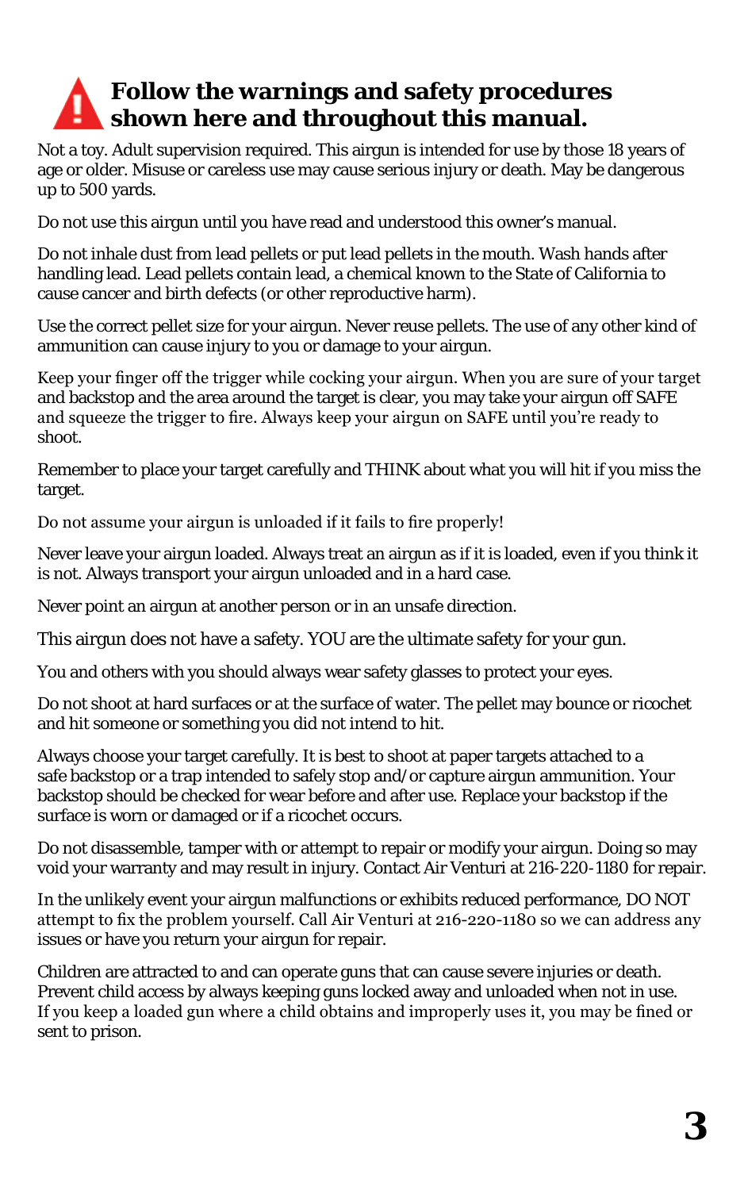## Follow the warnings and safety procedures shown here and throughout this manual.

Not a toy. Adult supervision required. This airgun is intended for use by those 18 years of age or older. Misuse or careless use may cause serious injury or death. May be dangerous up to 500 yards.

Do not use this airgun until you have read and understood this owner's manual.

Do not inhale dust from lead pellets or put lead pellets in the mouth. Wash hands after handling lead. Lead pellets contain lead, a chemical known to the State of California to cause cancer and birth defects (or other reproductive harm).

Use the correct pellet size for your airgun. Never reuse pellets. The use of any other kind of ammunition can cause injury to you or damage to your airgun.

Keep your finger off the trigger while cocking your airgun. When you are sure of your target and backstop and the area around the target is clear, you may take your airgun off SAFE and squeeze the trigger to fire. Always keep your airgun on SAFE until you're ready to shoot.

Remember to place your target carefully and THINK about what you will hit if you miss the target.

Do not assume your airgun is unloaded if it fails to fire properly!

Never leave your airgun loaded. Always treat an airgun as if it is loaded, even if you think it is not. Always transport your airgun unloaded and in a hard case.

Never point an airgun at another person or in an unsafe direction.

This airgun does not have a safety. YOU are the ultimate safety for your gun.

You and others with you should always wear safety glasses to protect your eyes.

Do not shoot at hard surfaces or at the surface of water. The pellet may bounce or ricochet and hit someone or something you did not intend to hit.

Always choose your target carefully. It is best to shoot at paper targets attached to a safe backstop or a trap intended to safely stop and/or capture airgun ammunition. Your backstop should be checked for wear before and after use. Replace your backstop if the surface is worn or damaged or if a ricochet occurs.

Do not disassemble, tamper with or attempt to repair or modify your airgun. Doing so may void your warranty and may result in injury. Contact Air Venturi at 216-220-1180 for repair.

In the unlikely event your airgun malfunctions or exhibits reduced performance, DO NOT attempt to fix the problem yourself. Call Air Venturi at 216-220-1180 so we can address any issues or have you return your airgun for repair.

Children are attracted to and can operate guns that can cause severe injuries or death. Prevent child access by always keeping guns locked away and unloaded when not in use. If you keep a loaded gun where a child obtains and improperly uses it, you may be fined or sent to prison.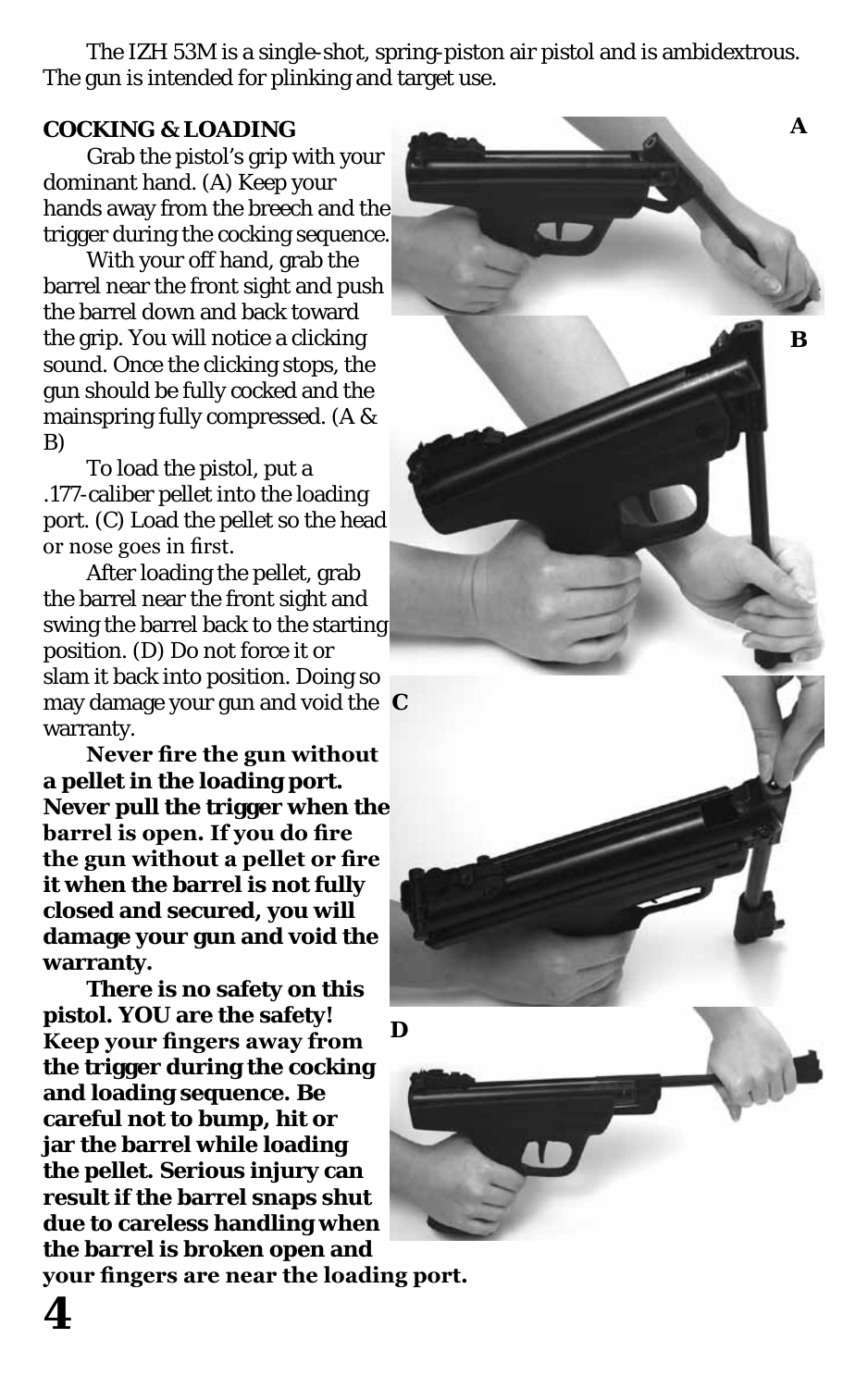The IZH 53M is a single-shot, spring-piston air pistol and is ambidextrous. The gun is intended for plinking and target use.

**COCKING & LOADING**

Grab the pistol's grip with your dominant hand. (A) Keep your hands away from the breech and the trigger during the cocking sequence.

With your off hand, grab the barrel near the front sight and push the barrel down and back toward the grip. You will notice a clicking sound. Once the clicking stops, the gun should be fully cocked and the mainspring fully compressed. (A & B)

To load the pistol, put a .177-caliber pellet into the loading port. (C) Load the pellet so the head or nose goes in first.

After loading the pellet, grab the barrel near the front sight and swing the barrel back to the starting position. (D) Do not force it or slam it back into position. Doing so may damage your gun and void the warranty.

**Never fire the gun without a pellet in the loading port. Never pull the trigger when the barrel is open. If you do fire the gun without a pellet or fire it when the barrel is not fully closed and secured, you will damage your gun and void the warranty.**

**There is no safety on this pistol. YOU are the safety! Keep your fingers away from the trigger during the cocking and loading sequence. Be careful not to bump, hit or jar the barrel while loading the pellet. Serious injury can result if the barrel snaps shut due to careless handling when the barrel is broken open and your fingers are near the loading port.**

A

B

C

D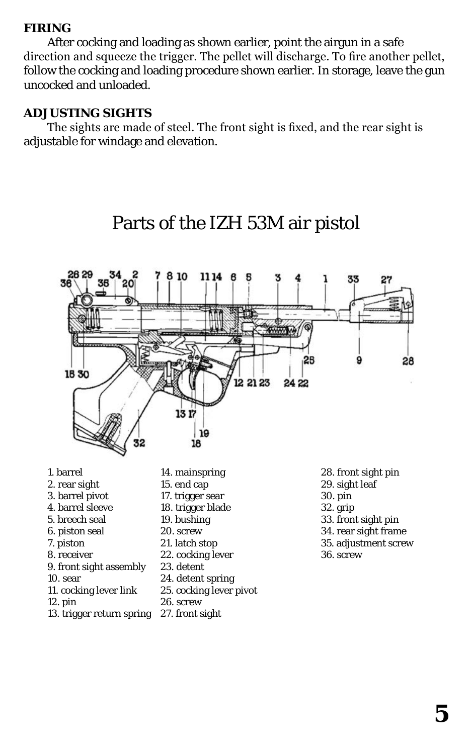**FIRING**

After cocking and loading as shown earlier, point the airgun in a safe direction and squeeze the trigger. The pellet will discharge. To fire another pellet, follow the cocking and loading procedure shown earlier. In storage, leave the gun uncocked and unloaded.

**ADJUSTING SIGHTS**

The sights are made of steel. The front sight is fixed, and the rear sight is adjustable for windage and elevation.

## Parts of the IZH 53M air pistol

1. barrel
2. rear sight
3. barrel pivot
4. barrel sleeve
5. breech seal
6. piston seal
7. piston
8. receiver
9. front sight assembly
10. sear
11. cocking lever link
12. pin
13. trigger return spring
14. mainspring
15. end cap
17. trigger sear
18. trigger blade
19. bushing
20. screw
21. latch stop
22. cocking lever
23. detent
24. detent spring
25. cocking lever pivot
26. screw
27. front sight
28. front sight pin
29. sight leaf
30. pin
32. grip
33. front sight pin
34. rear sight frame
35. adjustment screw
36. screw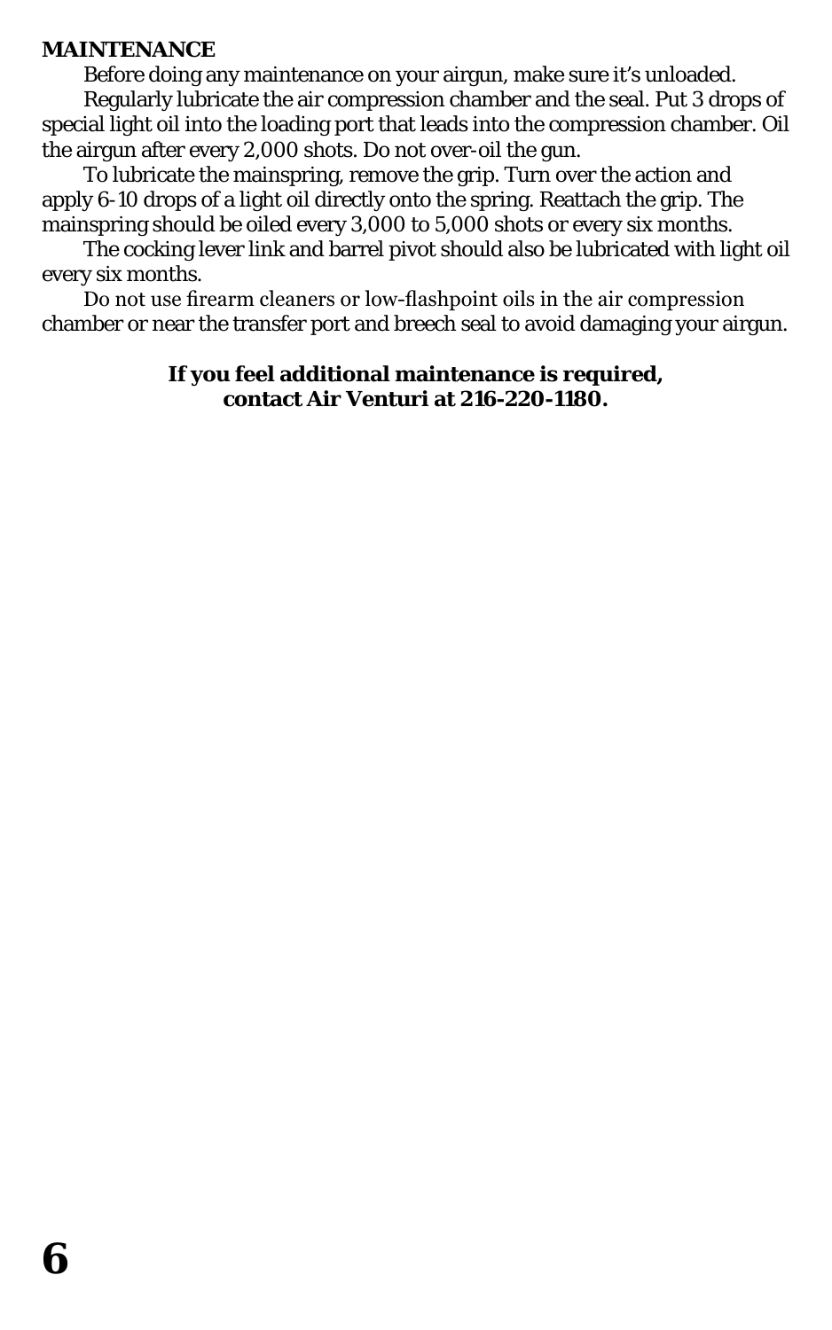## MAINTENANCE

Before doing any maintenance on your airgun, make sure it's unloaded.

Regularly lubricate the air compression chamber and the seal. Put 3 drops of special light oil into the loading port that leads into the compression chamber. Oil the airgun after every 2,000 shots. Do not over-oil the gun.

To lubricate the mainspring, remove the grip. Turn over the action and apply 6-10 drops of a light oil directly onto the spring. Reattach the grip. The mainspring should be oiled every 3,000 to 5,000 shots or every six months.

The cocking lever link and barrel pivot should also be lubricated with light oil every six months.

Do not use firearm cleaners or low-flashpoint oils in the air compression chamber or near the transfer port and breech seal to avoid damaging your airgun.

**If you feel additional maintenance is required, contact Air Venturi at 216-220-1180.**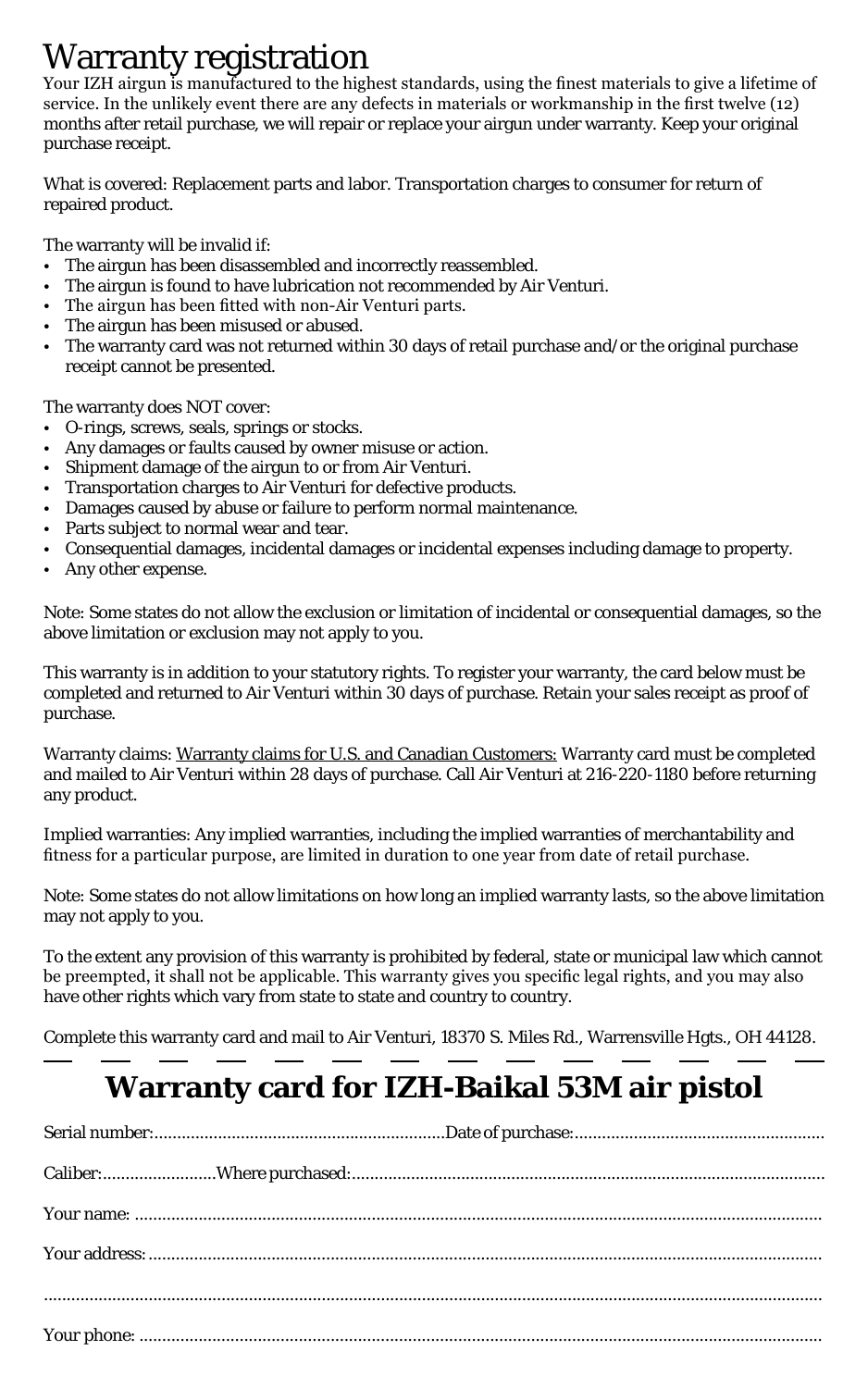# Warranty registration

Your IZH airgun is manufactured to the highest standards, using the finest materials to give a lifetime of service. In the unlikely event there are any defects in materials or workmanship in the first twelve (12) months after retail purchase, we will repair or replace your airgun under warranty. Keep your original purchase receipt.

What is covered: Replacement parts and labor. Transportation charges to consumer for return of repaired product.

The warranty will be invalid if:

- The airgun has been disassembled and incorrectly reassembled.
- The airgun is found to have lubrication not recommended by Air Venturi.
- The airgun has been fitted with non-Air Venturi parts.
- The airgun has been misused or abused.
- The warranty card was not returned within 30 days of retail purchase and/or the original purchase receipt cannot be presented.

The warranty does NOT cover:

- O-rings, screws, seals, springs or stocks.
- Any damages or faults caused by owner misuse or action.
- Shipment damage of the airgun to or from Air Venturi.
- Transportation charges to Air Venturi for defective products.
- Damages caused by abuse or failure to perform normal maintenance.
- Parts subject to normal wear and tear.
- Consequential damages, incidental damages or incidental expenses including damage to property.
- Any other expense.

Note: Some states do not allow the exclusion or limitation of incidental or consequential damages, so the above limitation or exclusion may not apply to you.

This warranty is in addition to your statutory rights. To register your warranty, the card below must be completed and returned to Air Venturi within 30 days of purchase. Retain your sales receipt as proof of purchase.

Warranty claims: Warranty claims for U.S. and Canadian Customers: Warranty card must be completed and mailed to Air Venturi within 28 days of purchase. Call Air Venturi at 216-220-1180 before returning any product.

Implied warranties: Any implied warranties, including the implied warranties of merchantability and fitness for a particular purpose, are limited in duration to one year from date of retail purchase.

Note: Some states do not allow limitations on how long an implied warranty lasts, so the above limitation may not apply to you.

To the extent any provision of this warranty is prohibited by federal, state or municipal law which cannot be preempted, it shall not be applicable. This warranty gives you specific legal rights, and you may also have other rights which vary from state to state and country to country.

Complete this warranty card and mail to Air Venturi, 18370 S. Miles Rd., Warrensville Hgts., OH 44128.

---

## Warranty card for IZH-Baikal 53M air pistol

Serial number:................................................................Date of purchase:......................................................

Caliber:.........................Where purchased:.......................................................................................................

Your name: .....................................................................................................................................................

Your address: .................................................................................................................................................

.........................................................................................................................................................................

Your phone: ...................................................................................................................................................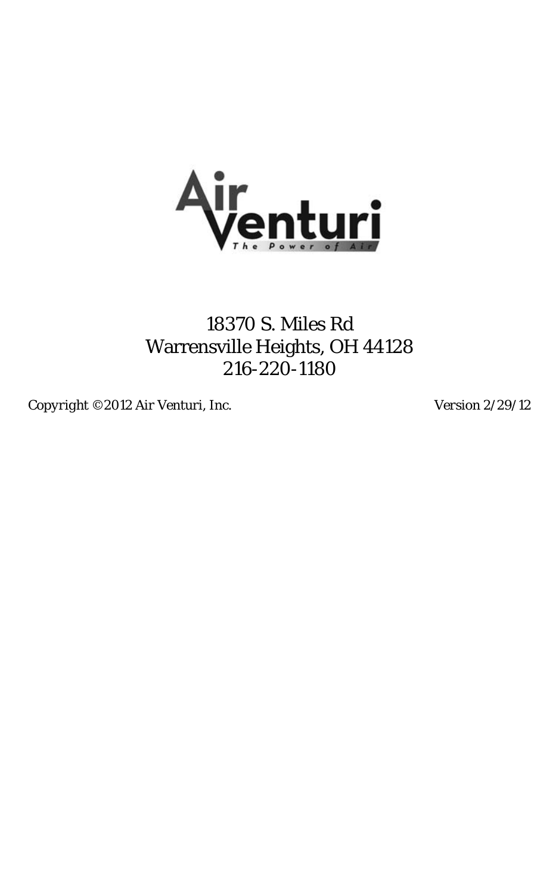Air Venturi

The Power of Air

18370 S. Miles Rd
Warrensville Heights, OH 44128
216-220-1180

Copyright ©2012 Air Venturi, Inc. Version 2/29/12